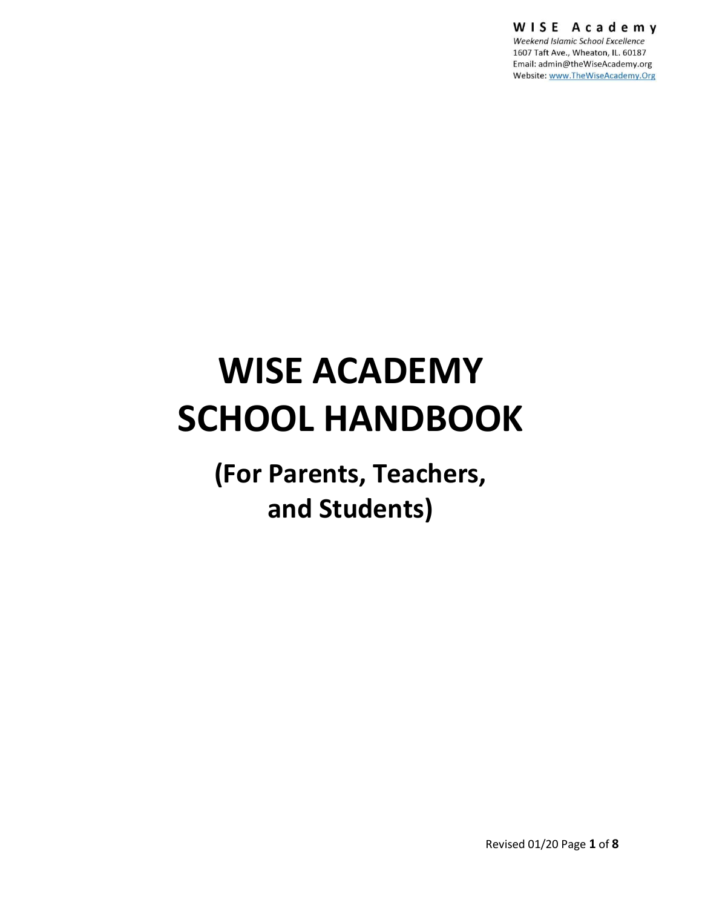**W I S E   A c a d e m y**
*Weekend Islamic School Excellence*
1607 Taft Ave., Wheaton, IL. 60187
Email: admin@theWiseAcademy.org
Website: www.TheWiseAcademy.Org

# WISE ACADEMY SCHOOL HANDBOOK

## (For Parents, Teachers, and Students)

Revised 01/20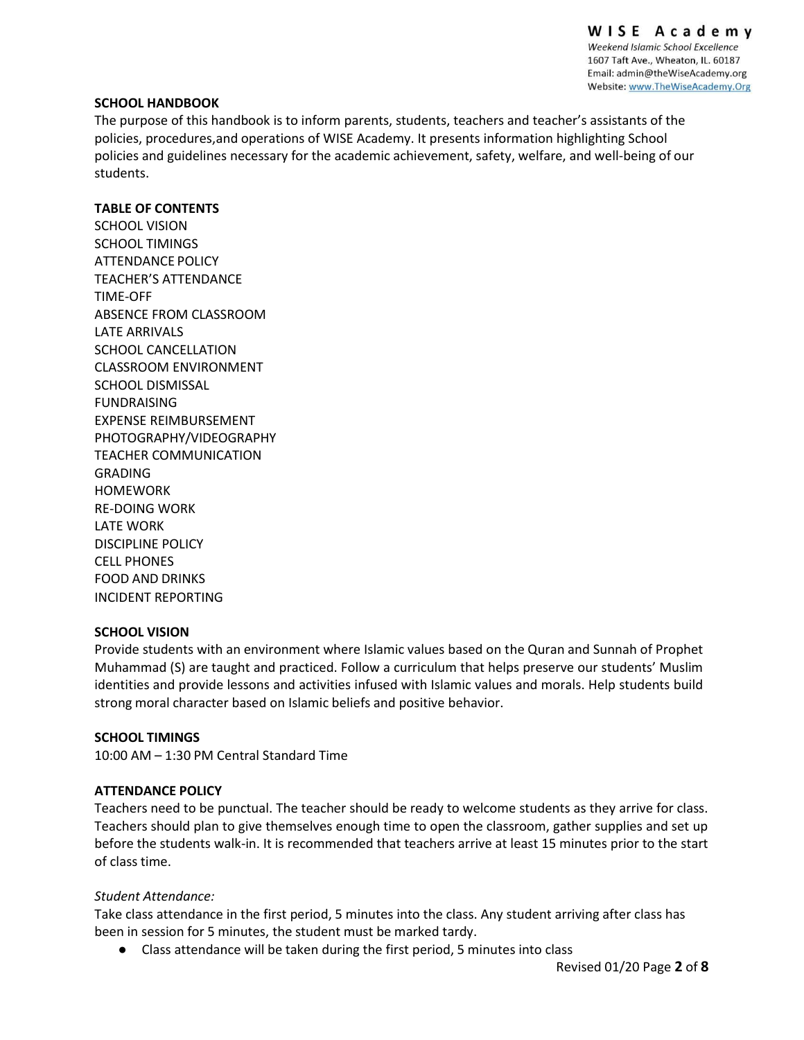**SCHOOL HANDBOOK**

The purpose of this handbook is to inform parents, students, teachers and teacher's assistants of the policies, procedures,and operations of WISE Academy. It presents information highlighting School policies and guidelines necessary for the academic achievement, safety, welfare, and well-being of our students.

**TABLE OF CONTENTS**

SCHOOL VISION
SCHOOL TIMINGS
ATTENDANCE POLICY
TEACHER'S ATTENDANCE
TIME-OFF
ABSENCE FROM CLASSROOM
LATE ARRIVALS
SCHOOL CANCELLATION
CLASSROOM ENVIRONMENT
SCHOOL DISMISSAL
FUNDRAISING
EXPENSE REIMBURSEMENT
PHOTOGRAPHY/VIDEOGRAPHY
TEACHER COMMUNICATION
GRADING
HOMEWORK
RE-DOING WORK
LATE WORK
DISCIPLINE POLICY
CELL PHONES
FOOD AND DRINKS
INCIDENT REPORTING

**SCHOOL VISION**

Provide students with an environment where Islamic values based on the Quran and Sunnah of Prophet Muhammad (S) are taught and practiced. Follow a curriculum that helps preserve our students' Muslim identities and provide lessons and activities infused with Islamic values and morals. Help students build strong moral character based on Islamic beliefs and positive behavior.

**SCHOOL TIMINGS**

10:00 AM – 1:30 PM Central Standard Time

**ATTENDANCE POLICY**

Teachers need to be punctual. The teacher should be ready to welcome students as they arrive for class. Teachers should plan to give themselves enough time to open the classroom, gather supplies and set up before the students walk-in. It is recommended that teachers arrive at least 15 minutes prior to the start of class time.

*Student Attendance:*

Take class attendance in the first period, 5 minutes into the class. Any student arriving after class has been in session for 5 minutes, the student must be marked tardy.

- Class attendance will be taken during the first period, 5 minutes into class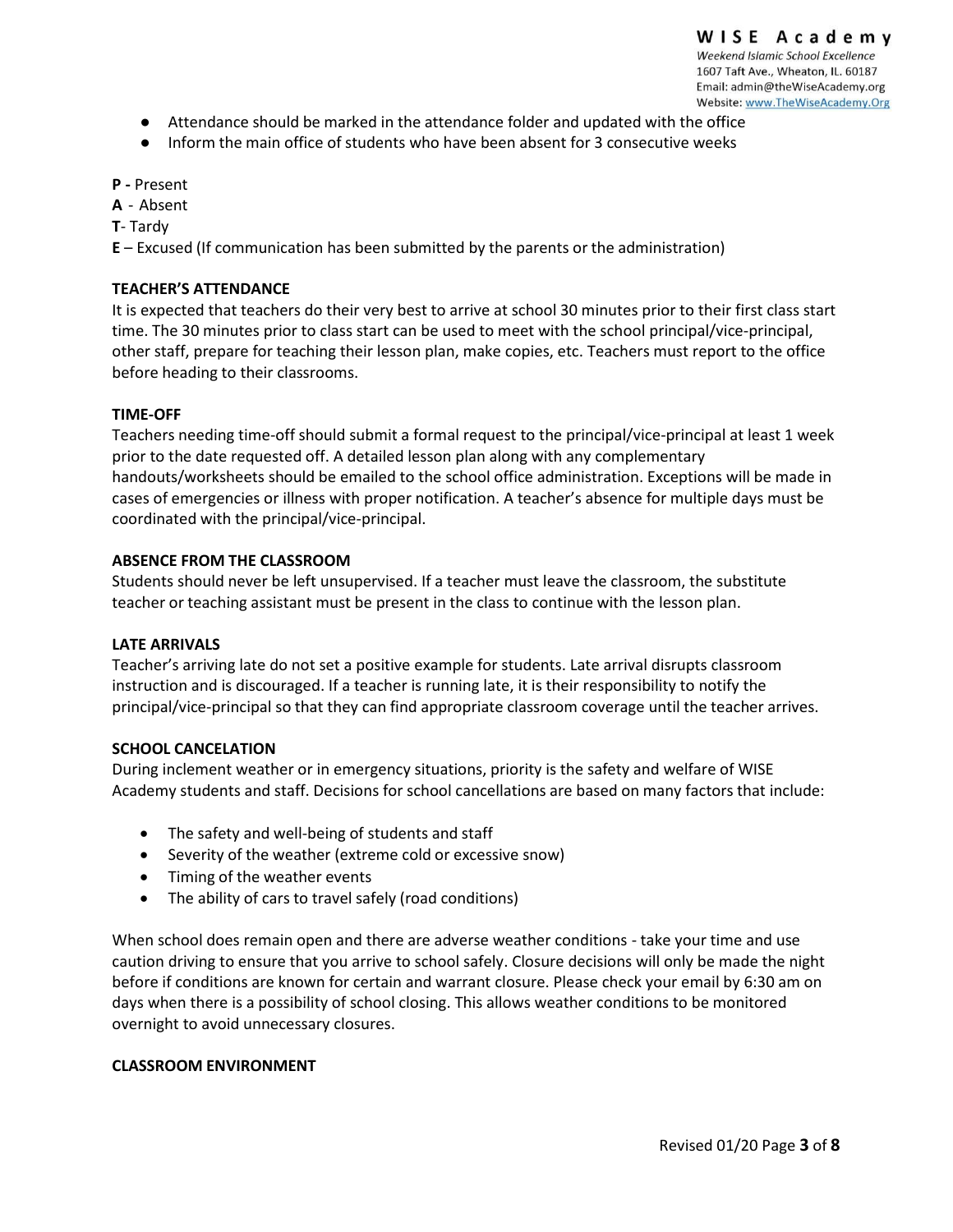- Attendance should be marked in the attendance folder and updated with the office
- Inform the main office of students who have been absent for 3 consecutive weeks

**P -** Present
**A** - Absent
**T**- Tardy
**E** – Excused (If communication has been submitted by the parents or the administration)

**TEACHER'S ATTENDANCE**

It is expected that teachers do their very best to arrive at school 30 minutes prior to their first class start time. The 30 minutes prior to class start can be used to meet with the school principal/vice-principal, other staff, prepare for teaching their lesson plan, make copies, etc. Teachers must report to the office before heading to their classrooms.

**TIME-OFF**

Teachers needing time-off should submit a formal request to the principal/vice-principal at least 1 week prior to the date requested off. A detailed lesson plan along with any complementary handouts/worksheets should be emailed to the school office administration. Exceptions will be made in cases of emergencies or illness with proper notification. A teacher's absence for multiple days must be coordinated with the principal/vice-principal.

**ABSENCE FROM THE CLASSROOM**

Students should never be left unsupervised. If a teacher must leave the classroom, the substitute teacher or teaching assistant must be present in the class to continue with the lesson plan.

**LATE ARRIVALS**

Teacher's arriving late do not set a positive example for students. Late arrival disrupts classroom instruction and is discouraged. If a teacher is running late, it is their responsibility to notify the principal/vice-principal so that they can find appropriate classroom coverage until the teacher arrives.

**SCHOOL CANCELATION**

During inclement weather or in emergency situations, priority is the safety and welfare of WISE Academy students and staff. Decisions for school cancellations are based on many factors that include:

- The safety and well-being of students and staff
- Severity of the weather (extreme cold or excessive snow)
- Timing of the weather events
- The ability of cars to travel safely (road conditions)

When school does remain open and there are adverse weather conditions - take your time and use caution driving to ensure that you arrive to school safely. Closure decisions will only be made the night before if conditions are known for certain and warrant closure. Please check your email by 6:30 am on days when there is a possibility of school closing. This allows weather conditions to be monitored overnight to avoid unnecessary closures.

**CLASSROOM ENVIRONMENT**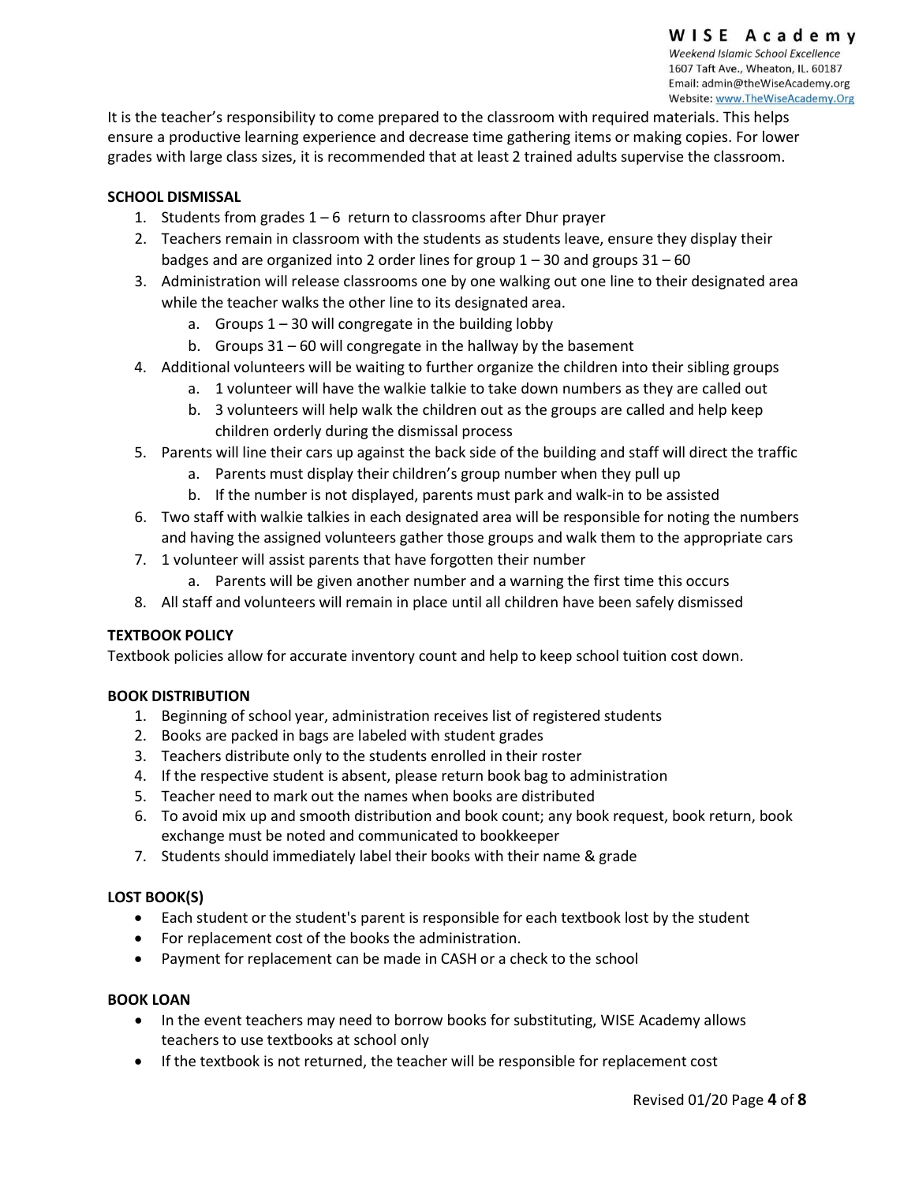It is the teacher's responsibility to come prepared to the classroom with required materials. This helps ensure a productive learning experience and decrease time gathering items or making copies. For lower grades with large class sizes, it is recommended that at least 2 trained adults supervise the classroom.

**SCHOOL DISMISSAL**

1. Students from grades 1 – 6 return to classrooms after Dhur prayer
2. Teachers remain in classroom with the students as students leave, ensure they display their badges and are organized into 2 order lines for group 1 – 30 and groups 31 – 60
3. Administration will release classrooms one by one walking out one line to their designated area while the teacher walks the other line to its designated area.
   a. Groups 1 – 30 will congregate in the building lobby
   b. Groups 31 – 60 will congregate in the hallway by the basement
4. Additional volunteers will be waiting to further organize the children into their sibling groups
   a. 1 volunteer will have the walkie talkie to take down numbers as they are called out
   b. 3 volunteers will help walk the children out as the groups are called and help keep children orderly during the dismissal process
5. Parents will line their cars up against the back side of the building and staff will direct the traffic
   a. Parents must display their children's group number when they pull up
   b. If the number is not displayed, parents must park and walk-in to be assisted
6. Two staff with walkie talkies in each designated area will be responsible for noting the numbers and having the assigned volunteers gather those groups and walk them to the appropriate cars
7. 1 volunteer will assist parents that have forgotten their number
   a. Parents will be given another number and a warning the first time this occurs
8. All staff and volunteers will remain in place until all children have been safely dismissed

**TEXTBOOK POLICY**

Textbook policies allow for accurate inventory count and help to keep school tuition cost down.

**BOOK DISTRIBUTION**

1. Beginning of school year, administration receives list of registered students
2. Books are packed in bags are labeled with student grades
3. Teachers distribute only to the students enrolled in their roster
4. If the respective student is absent, please return book bag to administration
5. Teacher need to mark out the names when books are distributed
6. To avoid mix up and smooth distribution and book count; any book request, book return, book exchange must be noted and communicated to bookkeeper
7. Students should immediately label their books with their name & grade

**LOST BOOK(S)**

- Each student or the student's parent is responsible for each textbook lost by the student
- For replacement cost of the books the administration.
- Payment for replacement can be made in CASH or a check to the school

**BOOK LOAN**

- In the event teachers may need to borrow books for substituting, WISE Academy allows teachers to use textbooks at school only
- If the textbook is not returned, the teacher will be responsible for replacement cost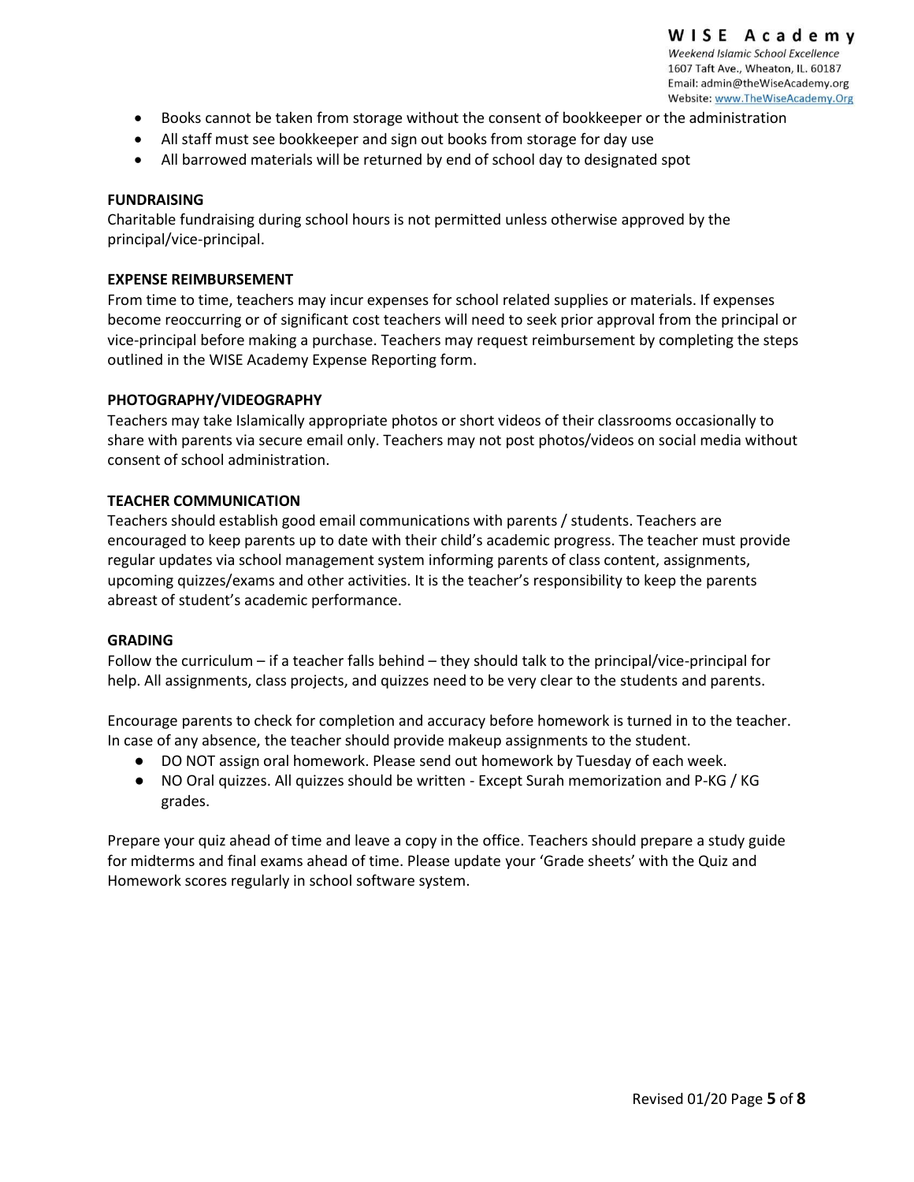- Books cannot be taken from storage without the consent of bookkeeper or the administration
- All staff must see bookkeeper and sign out books from storage for day use
- All barrowed materials will be returned by end of school day to designated spot

**FUNDRAISING**

Charitable fundraising during school hours is not permitted unless otherwise approved by the principal/vice-principal.

**EXPENSE REIMBURSEMENT**

From time to time, teachers may incur expenses for school related supplies or materials. If expenses become reoccurring or of significant cost teachers will need to seek prior approval from the principal or vice-principal before making a purchase. Teachers may request reimbursement by completing the steps outlined in the WISE Academy Expense Reporting form.

**PHOTOGRAPHY/VIDEOGRAPHY**

Teachers may take Islamically appropriate photos or short videos of their classrooms occasionally to share with parents via secure email only. Teachers may not post photos/videos on social media without consent of school administration.

**TEACHER COMMUNICATION**

Teachers should establish good email communications with parents / students. Teachers are encouraged to keep parents up to date with their child's academic progress. The teacher must provide regular updates via school management system informing parents of class content, assignments, upcoming quizzes/exams and other activities. It is the teacher's responsibility to keep the parents abreast of student's academic performance.

**GRADING**

Follow the curriculum – if a teacher falls behind – they should talk to the principal/vice-principal for help. All assignments, class projects, and quizzes need to be very clear to the students and parents.

Encourage parents to check for completion and accuracy before homework is turned in to the teacher. In case of any absence, the teacher should provide makeup assignments to the student.

- DO NOT assign oral homework. Please send out homework by Tuesday of each week.
- NO Oral quizzes. All quizzes should be written - Except Surah memorization and P-KG / KG grades.

Prepare your quiz ahead of time and leave a copy in the office. Teachers should prepare a study guide for midterms and final exams ahead of time. Please update your 'Grade sheets' with the Quiz and Homework scores regularly in school software system.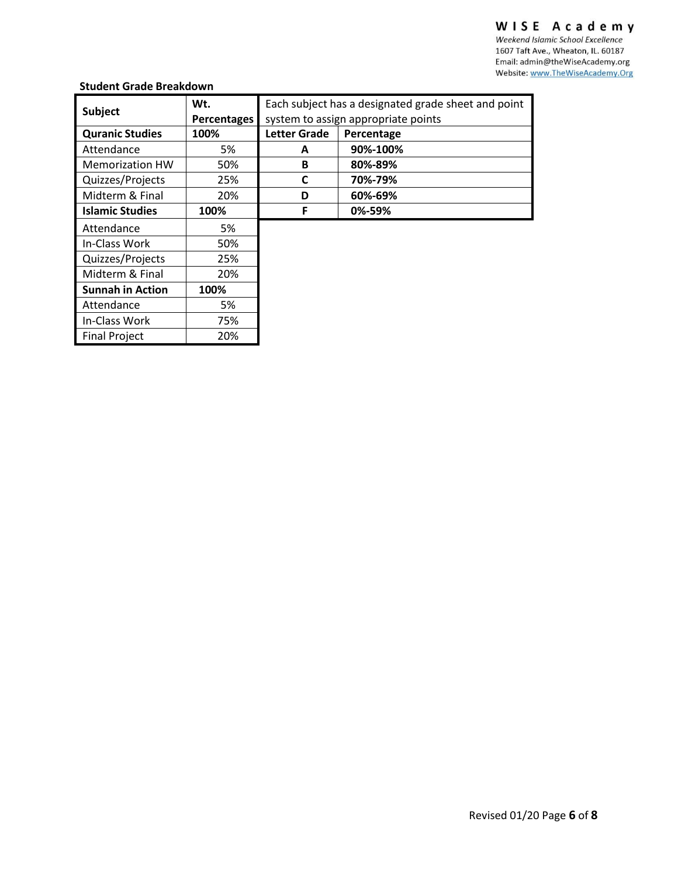**Student Grade Breakdown**

| Subject | Wt. Percentages |
|---|---|
| **Quranic Studies** | **100%** |
| Attendance | 5% |
| Memorization HW | 50% |
| Quizzes/Projects | 25% |
| Midterm & Final | 20% |
| **Islamic Studies** | **100%** |
| Attendance | 5% |
| In-Class Work | 50% |
| Quizzes/Projects | 25% |
| Midterm & Final | 20% |
| **Sunnah in Action** | **100%** |
| Attendance | 5% |
| In-Class Work | 75% |
| Final Project | 20% |

Each subject has a designated grade sheet and point system to assign appropriate points

| Letter Grade | Percentage |
|---|---|
| **A** | **90%-100%** |
| **B** | **80%-89%** |
| **C** | **70%-79%** |
| **D** | **60%-69%** |
| **F** | **0%-59%** |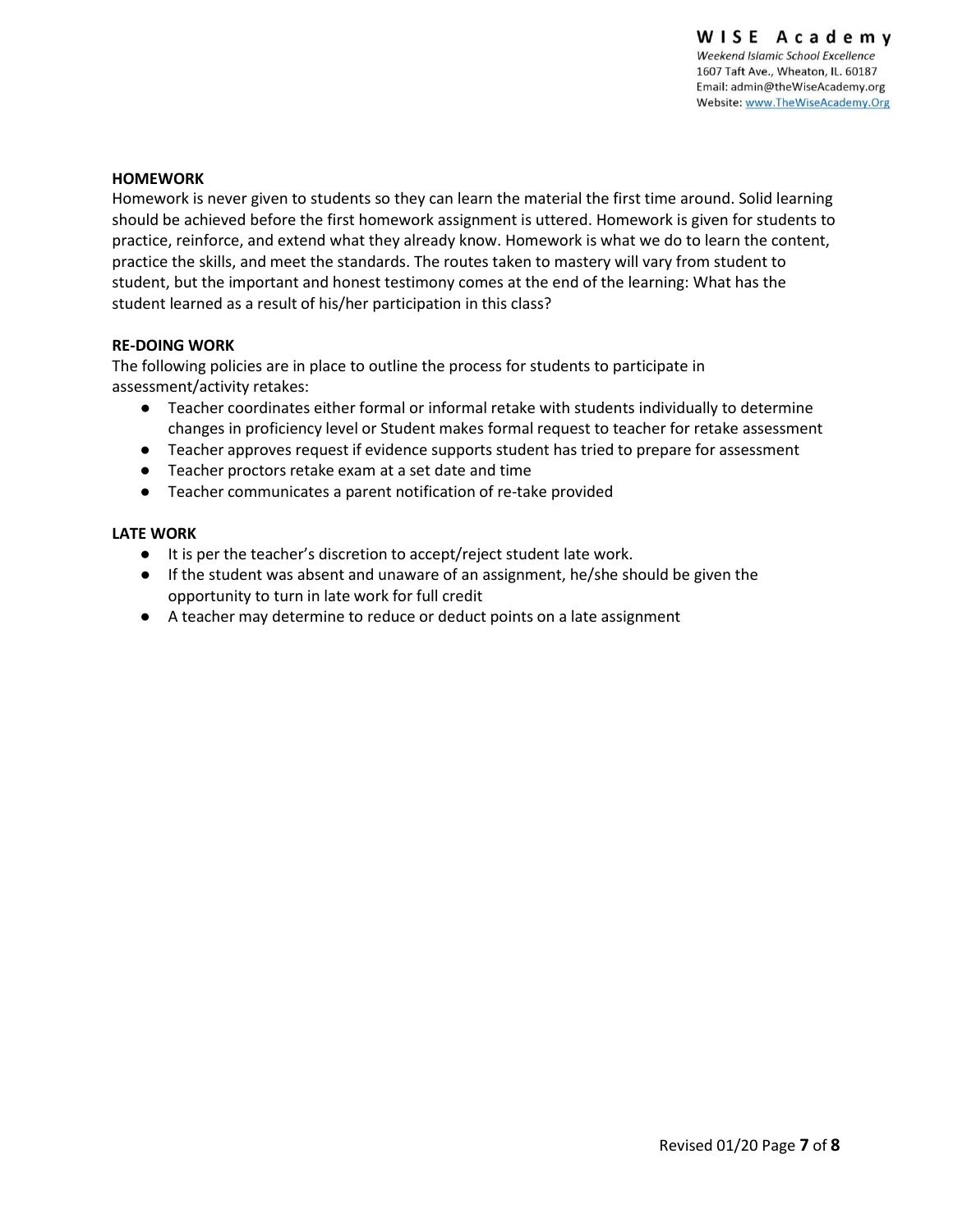**HOMEWORK**

Homework is never given to students so they can learn the material the first time around. Solid learning should be achieved before the first homework assignment is uttered. Homework is given for students to practice, reinforce, and extend what they already know. Homework is what we do to learn the content, practice the skills, and meet the standards. The routes taken to mastery will vary from student to student, but the important and honest testimony comes at the end of the learning: What has the student learned as a result of his/her participation in this class?

**RE-DOING WORK**

The following policies are in place to outline the process for students to participate in assessment/activity retakes:

- Teacher coordinates either formal or informal retake with students individually to determine changes in proficiency level or Student makes formal request to teacher for retake assessment
- Teacher approves request if evidence supports student has tried to prepare for assessment
- Teacher proctors retake exam at a set date and time
- Teacher communicates a parent notification of re-take provided

**LATE WORK**

- It is per the teacher's discretion to accept/reject student late work.
- If the student was absent and unaware of an assignment, he/she should be given the opportunity to turn in late work for full credit
- A teacher may determine to reduce or deduct points on a late assignment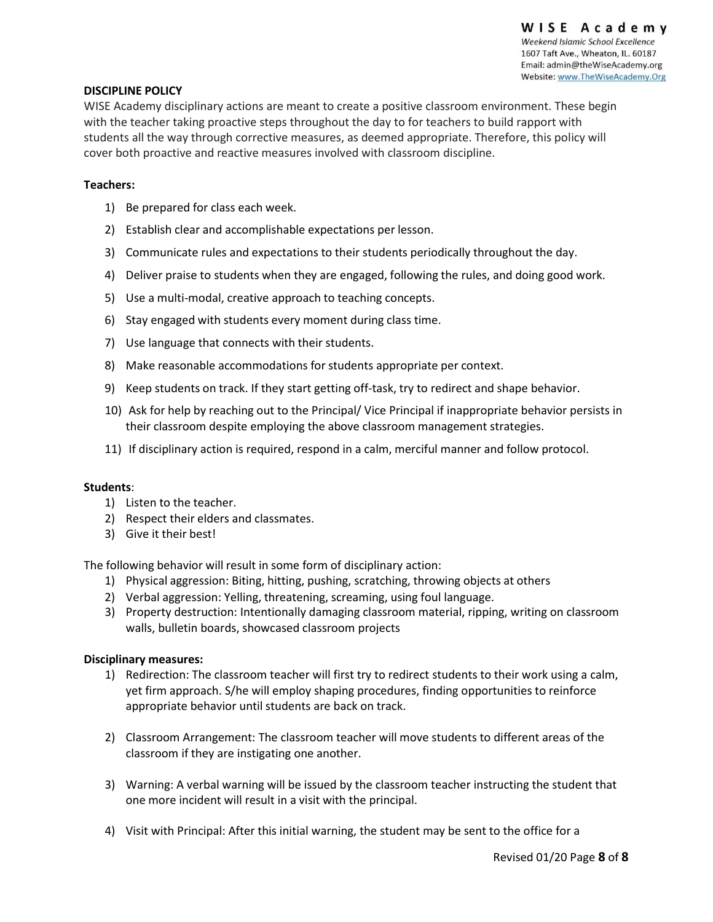**DISCIPLINE POLICY**

WISE Academy disciplinary actions are meant to create a positive classroom environment. These begin with the teacher taking proactive steps throughout the day to for teachers to build rapport with students all the way through corrective measures, as deemed appropriate. Therefore, this policy will cover both proactive and reactive measures involved with classroom discipline.

**Teachers:**

1) Be prepared for class each week.
2) Establish clear and accomplishable expectations per lesson.
3) Communicate rules and expectations to their students periodically throughout the day.
4) Deliver praise to students when they are engaged, following the rules, and doing good work.
5) Use a multi-modal, creative approach to teaching concepts.
6) Stay engaged with students every moment during class time.
7) Use language that connects with their students.
8) Make reasonable accommodations for students appropriate per context.
9) Keep students on track. If they start getting off-task, try to redirect and shape behavior.
10) Ask for help by reaching out to the Principal/ Vice Principal if inappropriate behavior persists in their classroom despite employing the above classroom management strategies.
11) If disciplinary action is required, respond in a calm, merciful manner and follow protocol.

**Students**:

1) Listen to the teacher.
2) Respect their elders and classmates.
3) Give it their best!

The following behavior will result in some form of disciplinary action:

1) Physical aggression: Biting, hitting, pushing, scratching, throwing objects at others
2) Verbal aggression: Yelling, threatening, screaming, using foul language.
3) Property destruction: Intentionally damaging classroom material, ripping, writing on classroom walls, bulletin boards, showcased classroom projects

**Disciplinary measures:**

1) Redirection: The classroom teacher will first try to redirect students to their work using a calm, yet firm approach. S/he will employ shaping procedures, finding opportunities to reinforce appropriate behavior until students are back on track.

2) Classroom Arrangement: The classroom teacher will move students to different areas of the classroom if they are instigating one another.

3) Warning: A verbal warning will be issued by the classroom teacher instructing the student that one more incident will result in a visit with the principal.

4) Visit with Principal: After this initial warning, the student may be sent to the office for a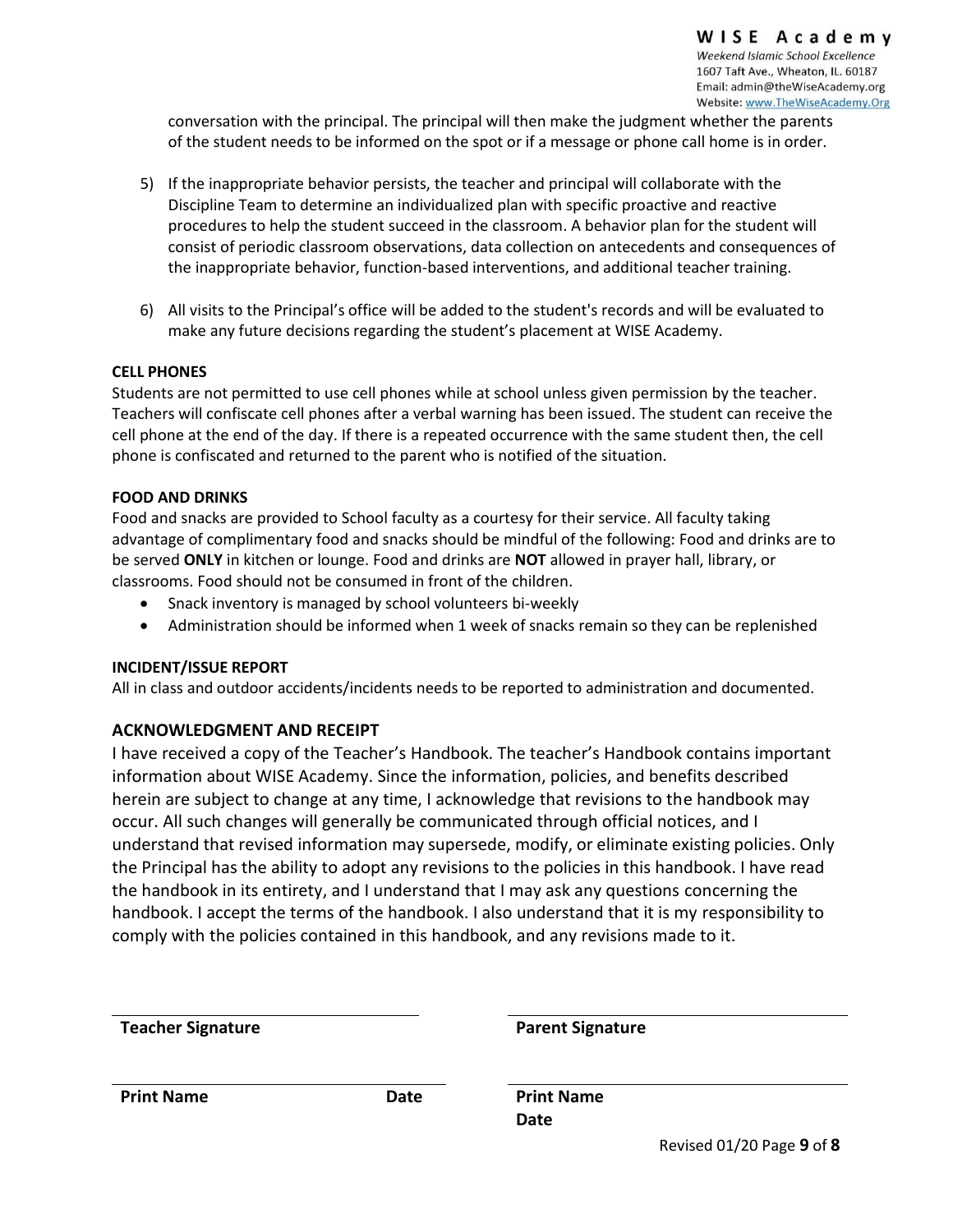conversation with the principal. The principal will then make the judgment whether the parents of the student needs to be informed on the spot or if a message or phone call home is in order.

5) If the inappropriate behavior persists, the teacher and principal will collaborate with the Discipline Team to determine an individualized plan with specific proactive and reactive procedures to help the student succeed in the classroom. A behavior plan for the student will consist of periodic classroom observations, data collection on antecedents and consequences of the inappropriate behavior, function-based interventions, and additional teacher training.

6) All visits to the Principal's office will be added to the student's records and will be evaluated to make any future decisions regarding the student's placement at WISE Academy.

**CELL PHONES**

Students are not permitted to use cell phones while at school unless given permission by the teacher. Teachers will confiscate cell phones after a verbal warning has been issued. The student can receive the cell phone at the end of the day. If there is a repeated occurrence with the same student then, the cell phone is confiscated and returned to the parent who is notified of the situation.

**FOOD AND DRINKS**

Food and snacks are provided to School faculty as a courtesy for their service. All faculty taking advantage of complimentary food and snacks should be mindful of the following: Food and drinks are to be served **ONLY** in kitchen or lounge. Food and drinks are **NOT** allowed in prayer hall, library, or classrooms. Food should not be consumed in front of the children.

- Snack inventory is managed by school volunteers bi-weekly
- Administration should be informed when 1 week of snacks remain so they can be replenished

**INCIDENT/ISSUE REPORT**

All in class and outdoor accidents/incidents needs to be reported to administration and documented.

## ACKNOWLEDGMENT AND RECEIPT

I have received a copy of the Teacher's Handbook. The teacher's Handbook contains important information about WISE Academy. Since the information, policies, and benefits described herein are subject to change at any time, I acknowledge that revisions to the handbook may occur. All such changes will generally be communicated through official notices, and I understand that revised information may supersede, modify, or eliminate existing policies. Only the Principal has the ability to adopt any revisions to the policies in this handbook. I have read the handbook in its entirety, and I understand that I may ask any questions concerning the handbook. I accept the terms of the handbook. I also understand that it is my responsibility to comply with the policies contained in this handbook, and any revisions made to it.

\_\_\_\_\_\_\_\_\_\_\_\_\_\_\_\_\_\_\_\_\_\_\_\_\_\_\_\_\_\_
**Teacher Signature**

\_\_\_\_\_\_\_\_\_\_\_\_\_\_\_\_\_\_\_\_\_\_\_\_\_\_\_\_\_\_
**Print Name** **Date**

\_\_\_\_\_\_\_\_\_\_\_\_\_\_\_\_\_\_\_\_\_\_\_\_\_\_\_\_\_\_
**Parent Signature**

\_\_\_\_\_\_\_\_\_\_\_\_\_\_\_\_\_\_\_\_\_\_\_\_\_\_\_\_\_\_
**Print Name**
**Date**